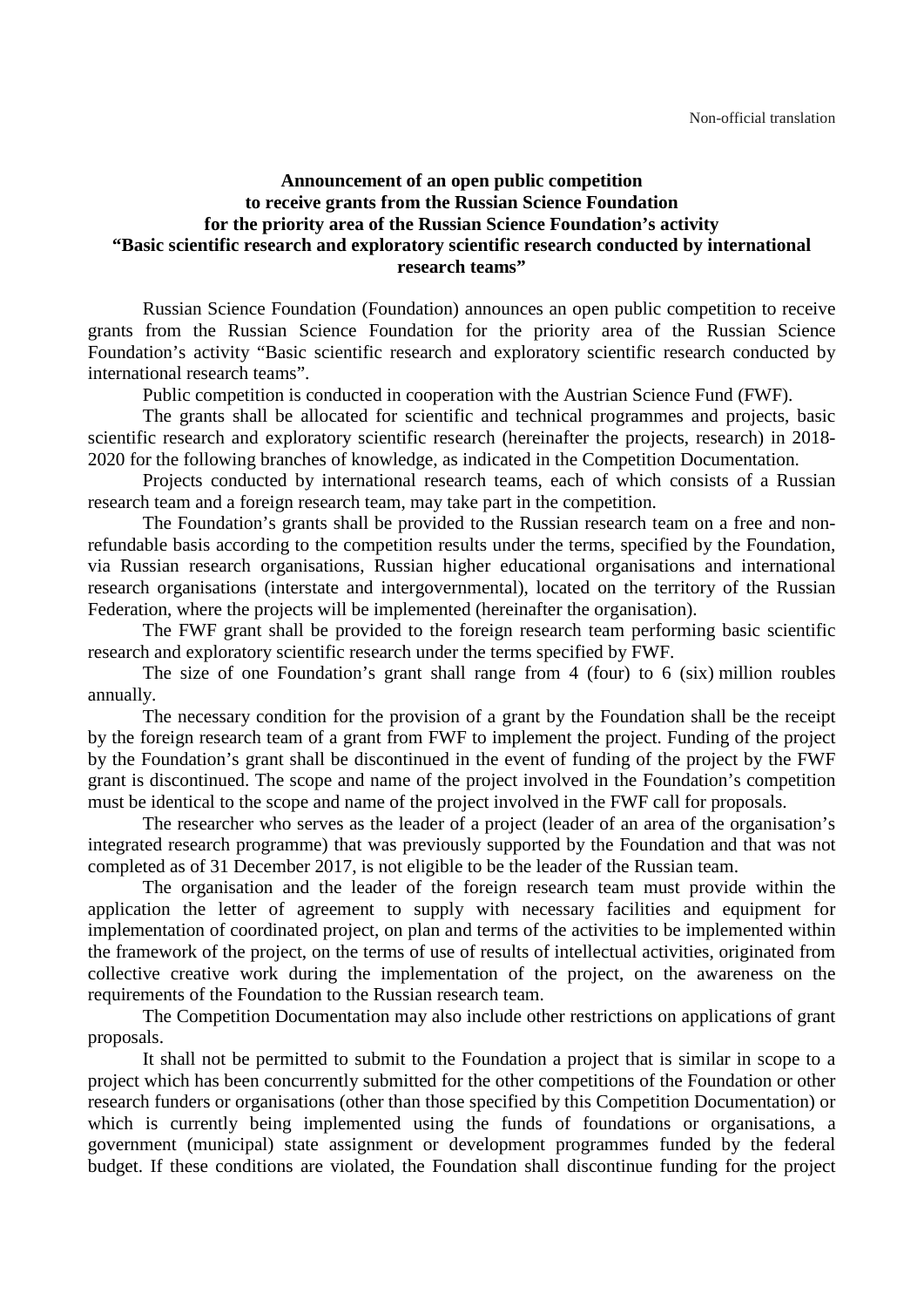Non-official translation

**Announcement of an open public competition to receive grants from the Russian Science Foundation for the priority area of the Russian Science Foundation's activity "Basic scientific research and exploratory scientific research conducted by international research teams"**

Russian Science Foundation (Foundation) announces an open public competition to receive grants from the Russian Science Foundation for the priority area of the Russian Science Foundation's activity "Basic scientific research and exploratory scientific research conducted by international research teams".

Public competition is conducted in cooperation with the Austrian Science Fund (FWF).

The grants shall be allocated for scientific and technical programmes and projects, basic scientific research and exploratory scientific research (hereinafter the projects, research) in 2018-2020 for the following branches of knowledge, as indicated in the Competition Documentation.

Projects conducted by international research teams, each of which consists of a Russian research team and a foreign research team, may take part in the competition.

The Foundation's grants shall be provided to the Russian research team on a free and non-refundable basis according to the competition results under the terms, specified by the Foundation, via Russian research organisations, Russian higher educational organisations and international research organisations (interstate and intergovernmental), located on the territory of the Russian Federation, where the projects will be implemented (hereinafter the organisation).

The FWF grant shall be provided to the foreign research team performing basic scientific research and exploratory scientific research under the terms specified by FWF.

The size of one Foundation's grant shall range from 4 (four) to 6 (six) million roubles annually.

The necessary condition for the provision of a grant by the Foundation shall be the receipt by the foreign research team of a grant from FWF to implement the project. Funding of the project by the Foundation's grant shall be discontinued in the event of funding of the project by the FWF grant is discontinued. The scope and name of the project involved in the Foundation's competition must be identical to the scope and name of the project involved in the FWF call for proposals.

The researcher who serves as the leader of a project (leader of an area of the organisation's integrated research programme) that was previously supported by the Foundation and that was not completed as of 31 December 2017, is not eligible to be the leader of the Russian team.

The organisation and the leader of the foreign research team must provide within the application the letter of agreement to supply with necessary facilities and equipment for implementation of coordinated project, on plan and terms of the activities to be implemented within the framework of the project, on the terms of use of results of intellectual activities, originated from collective creative work during the implementation of the project, on the awareness on the requirements of the Foundation to the Russian research team.

The Competition Documentation may also include other restrictions on applications of grant proposals.

It shall not be permitted to submit to the Foundation a project that is similar in scope to a project which has been concurrently submitted for the other competitions of the Foundation or other research funders or organisations (other than those specified by this Competition Documentation) or which is currently being implemented using the funds of foundations or organisations, a government (municipal) state assignment or development programmes funded by the federal budget. If these conditions are violated, the Foundation shall discontinue funding for the project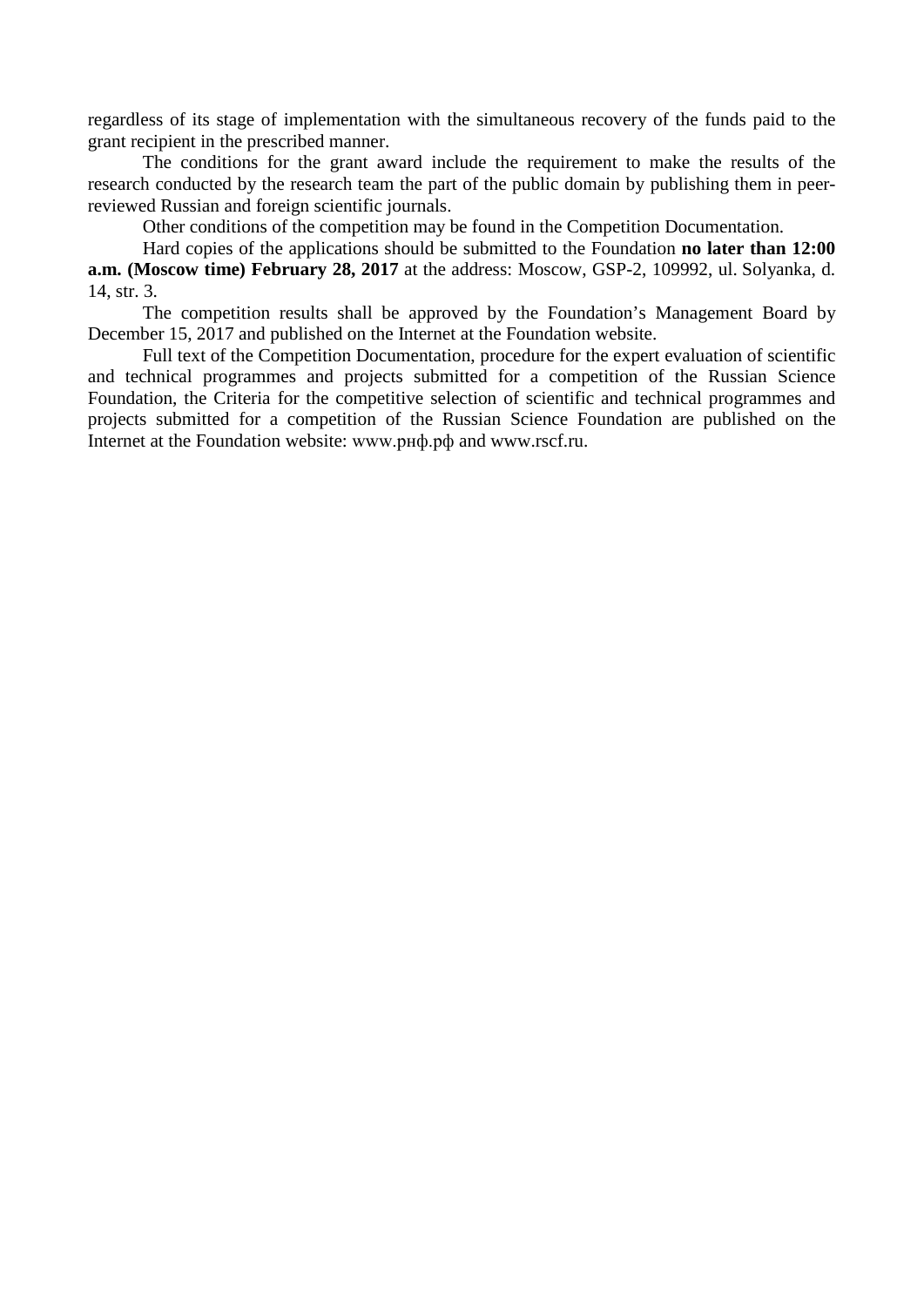regardless of its stage of implementation with the simultaneous recovery of the funds paid to the grant recipient in the prescribed manner.

The conditions for the grant award include the requirement to make the results of the research conducted by the research team the part of the public domain by publishing them in peer-reviewed Russian and foreign scientific journals.

Other conditions of the competition may be found in the Competition Documentation.

Hard copies of the applications should be submitted to the Foundation **no later than 12:00 a.m. (Moscow time) February 28, 2017** at the address: Moscow, GSP-2, 109992, ul. Solyanka, d. 14, str. 3.

The competition results shall be approved by the Foundation's Management Board by December 15, 2017 and published on the Internet at the Foundation website.

Full text of the Competition Documentation, procedure for the expert evaluation of scientific and technical programmes and projects submitted for a competition of the Russian Science Foundation, the Criteria for the competitive selection of scientific and technical programmes and projects submitted for a competition of the Russian Science Foundation are published on the Internet at the Foundation website: www.рнф.рф and www.rscf.ru.